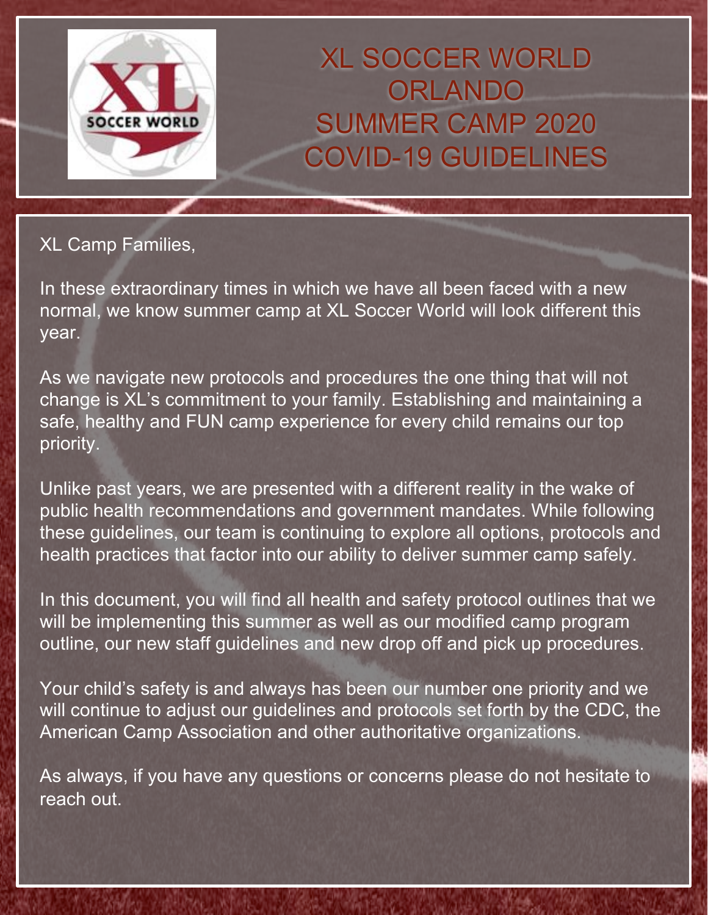# XL SOCCER WORLD ORLANDO SUMMER CAMP 2020 COVID-19 GUIDELINES

XL Camp Families,

In these extraordinary times in which we have all been faced with a new normal, we know summer camp at XL Soccer World will look different this year.

As we navigate new protocols and procedures the one thing that will not change is XL's commitment to your family. Establishing and maintaining a safe, healthy and FUN camp experience for every child remains our top priority.

Unlike past years, we are presented with a different reality in the wake of public health recommendations and government mandates. While following these guidelines, our team is continuing to explore all options, protocols and health practices that factor into our ability to deliver summer camp safely.

In this document, you will find all health and safety protocol outlines that we will be implementing this summer as well as our modified camp program outline, our new staff guidelines and new drop off and pick up procedures.

Your child's safety is and always has been our number one priority and we will continue to adjust our guidelines and protocols set forth by the CDC, the American Camp Association and other authoritative organizations.

As always, if you have any questions or concerns please do not hesitate to reach out.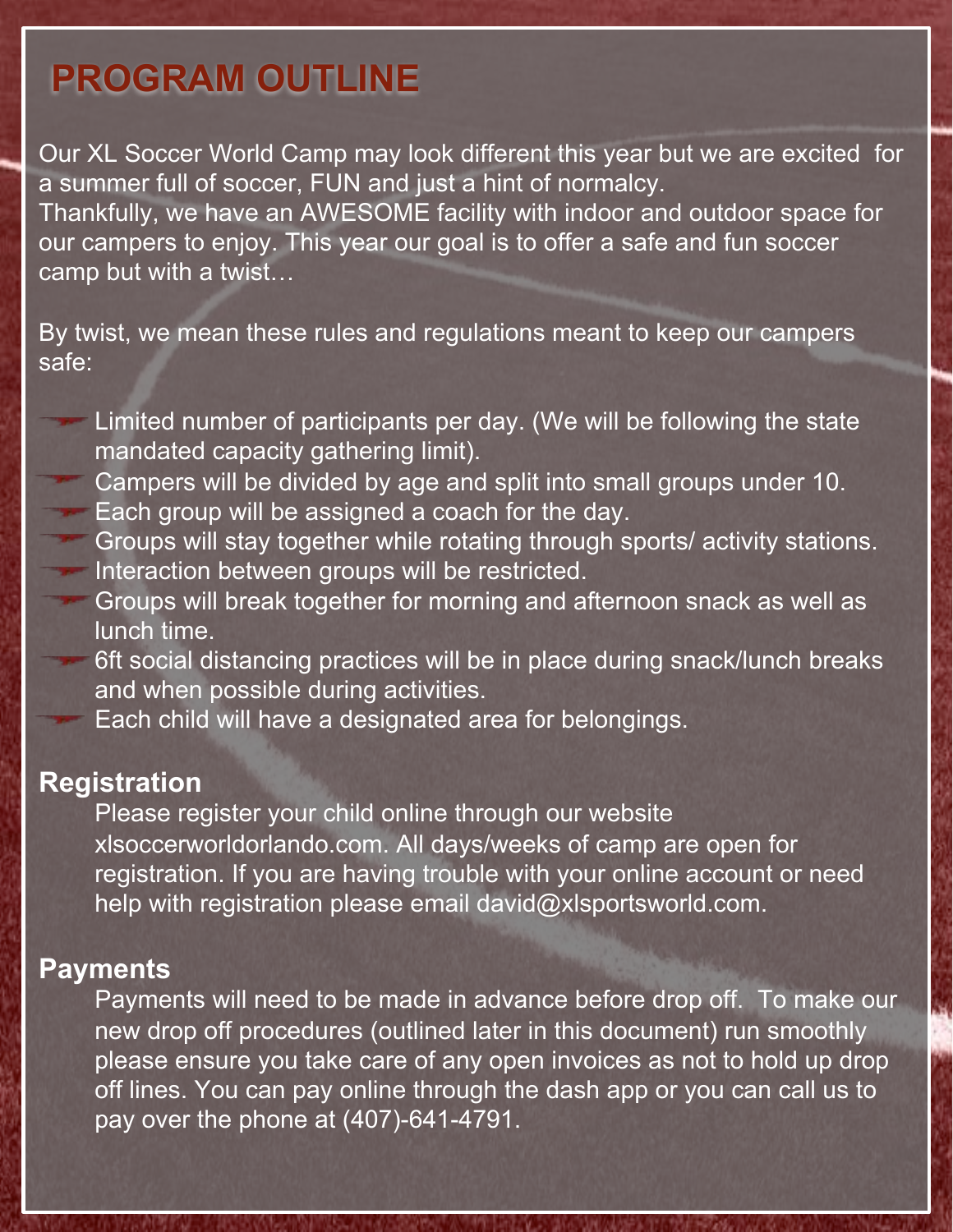# PROGRAM OUTLINE

Our XL Soccer World Camp may look different this year but we are excited for a summer full of soccer, FUN and just a hint of normalcy.
Thankfully, we have an AWESOME facility with indoor and outdoor space for our campers to enjoy. This year our goal is to offer a safe and fun soccer camp but with a twist…

By twist, we mean these rules and regulations meant to keep our campers safe:

- Limited number of participants per day. (We will be following the state mandated capacity gathering limit).
- Campers will be divided by age and split into small groups under 10.
- Each group will be assigned a coach for the day.
- Groups will stay together while rotating through sports/ activity stations.
- Interaction between groups will be restricted.
- Groups will break together for morning and afternoon snack as well as lunch time.
- 6ft social distancing practices will be in place during snack/lunch breaks and when possible during activities.
- Each child will have a designated area for belongings.

### Registration

Please register your child online through our website xlsoccerworldorlando.com. All days/weeks of camp are open for registration. If you are having trouble with your online account or need help with registration please email david@xlsportsworld.com.

### Payments

Payments will need to be made in advance before drop off. To make our new drop off procedures (outlined later in this document) run smoothly please ensure you take care of any open invoices as not to hold up drop off lines. You can pay online through the dash app or you can call us to pay over the phone at (407)-641-4791.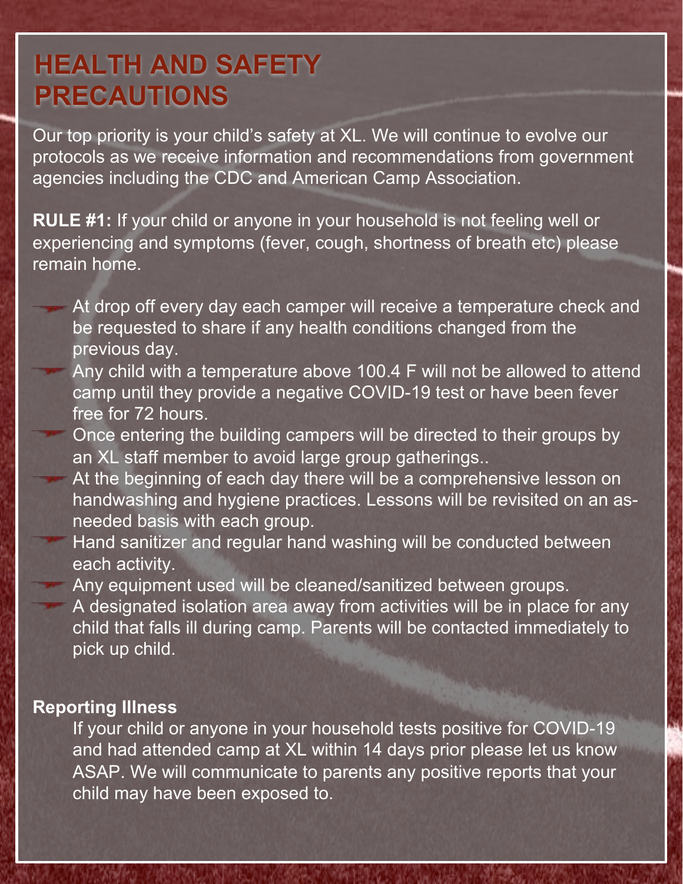# HEALTH AND SAFETY PRECAUTIONS

Our top priority is your child's safety at XL. We will continue to evolve our protocols as we receive information and recommendations from government agencies including the CDC and American Camp Association.

**RULE #1:** If your child or anyone in your household is not feeling well or experiencing and symptoms (fever, cough, shortness of breath etc) please remain home.

- At drop off every day each camper will receive a temperature check and be requested to share if any health conditions changed from the previous day.
- Any child with a temperature above 100.4 F will not be allowed to attend camp until they provide a negative COVID-19 test or have been fever free for 72 hours.
- Once entering the building campers will be directed to their groups by an XL staff member to avoid large group gatherings..
- At the beginning of each day there will be a comprehensive lesson on handwashing and hygiene practices. Lessons will be revisited on an as-needed basis with each group.
- Hand sanitizer and regular hand washing will be conducted between each activity.
- Any equipment used will be cleaned/sanitized between groups.
- A designated isolation area away from activities will be in place for any child that falls ill during camp. Parents will be contacted immediately to pick up child.

**Reporting Illness**

If your child or anyone in your household tests positive for COVID-19 and had attended camp at XL within 14 days prior please let us know ASAP. We will communicate to parents any positive reports that your child may have been exposed to.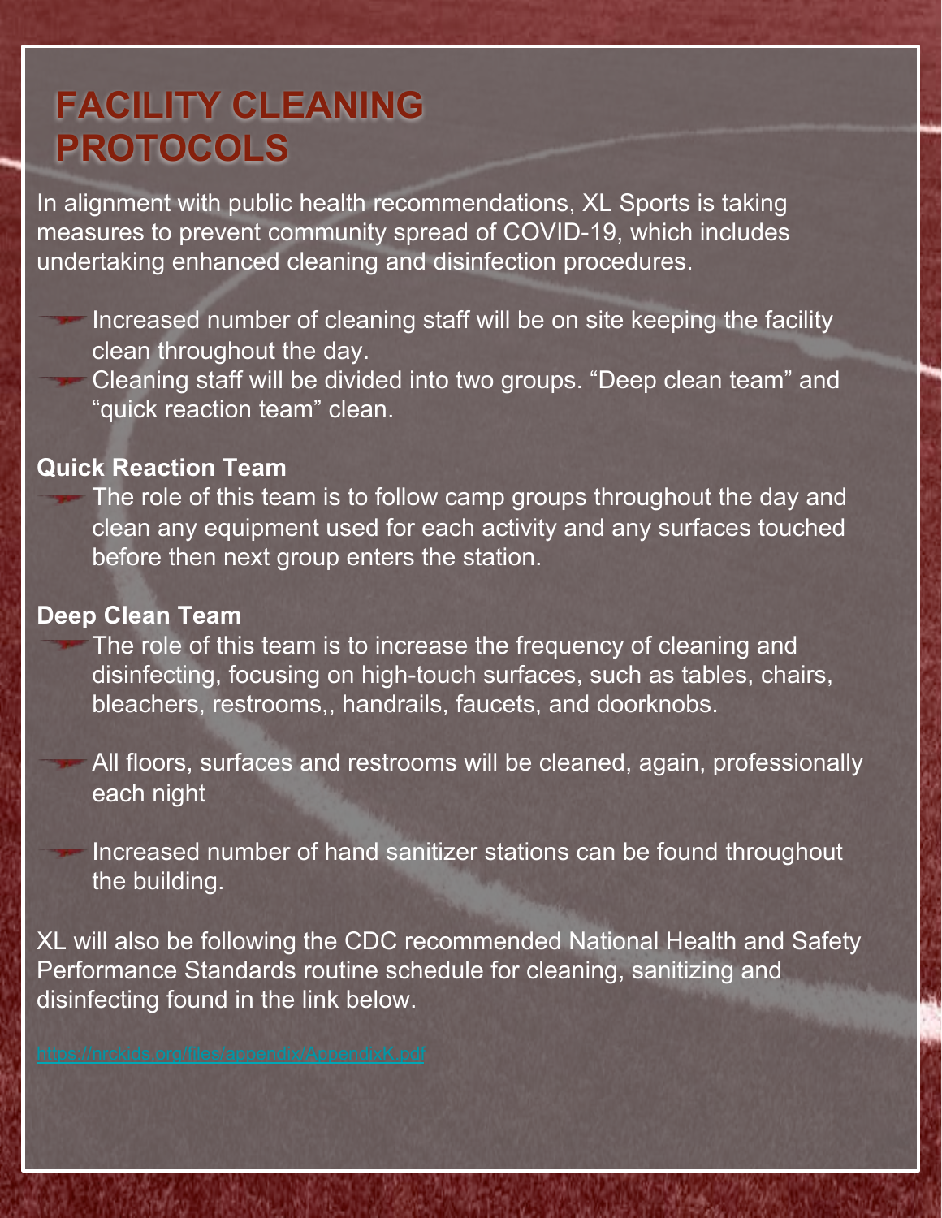# FACILITY CLEANING PROTOCOLS

In alignment with public health recommendations, XL Sports is taking measures to prevent community spread of COVID-19, which includes undertaking enhanced cleaning and disinfection procedures.

- Increased number of cleaning staff will be on site keeping the facility clean throughout the day.
- Cleaning staff will be divided into two groups. "Deep clean team" and "quick reaction team" clean.

**Quick Reaction Team**

- The role of this team is to follow camp groups throughout the day and clean any equipment used for each activity and any surfaces touched before then next group enters the station.

**Deep Clean Team**

- The role of this team is to increase the frequency of cleaning and disinfecting, focusing on high-touch surfaces, such as tables, chairs, bleachers, restrooms,, handrails, faucets, and doorknobs.

- All floors, surfaces and restrooms will be cleaned, again, professionally each night

- Increased number of hand sanitizer stations can be found throughout the building.

XL will also be following the CDC recommended National Health and Safety Performance Standards routine schedule for cleaning, sanitizing and disinfecting found in the link below.

https://nrckids.org/files/appendix/AppendixK.pdf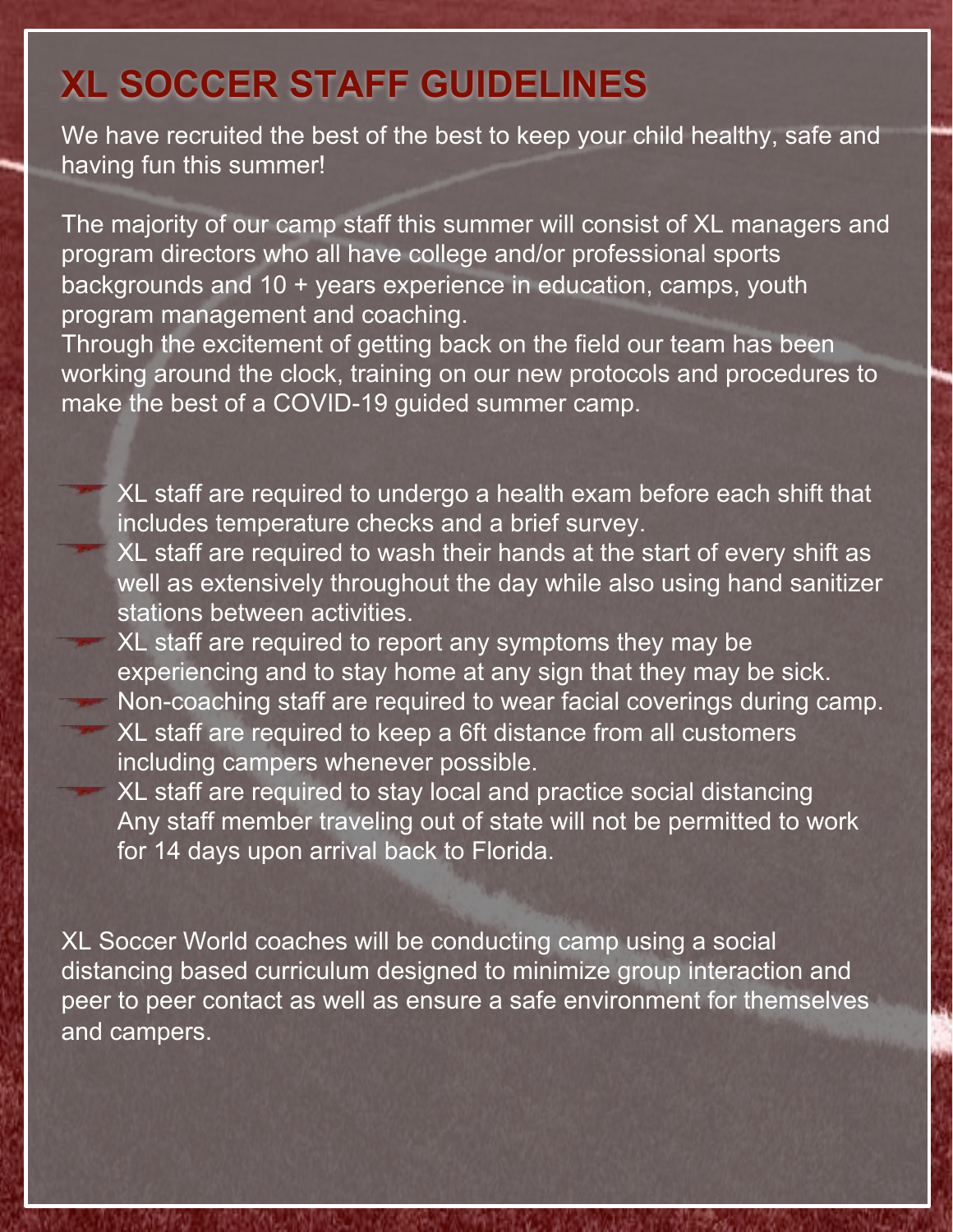# XL SOCCER STAFF GUIDELINES

We have recruited the best of the best to keep your child healthy, safe and having fun this summer!

The majority of our camp staff this summer will consist of XL managers and program directors who all have college and/or professional sports backgrounds and 10 + years experience in education, camps, youth program management and coaching.
Through the excitement of getting back on the field our team has been working around the clock, training on our new protocols and procedures to make the best of a COVID-19 guided summer camp.

- XL staff are required to undergo a health exam before each shift that includes temperature checks and a brief survey.
- XL staff are required to wash their hands at the start of every shift as well as extensively throughout the day while also using hand sanitizer stations between activities.
- XL staff are required to report any symptoms they may be experiencing and to stay home at any sign that they may be sick.
- Non-coaching staff are required to wear facial coverings during camp.
- XL staff are required to keep a 6ft distance from all customers including campers whenever possible.
- XL staff are required to stay local and practice social distancing Any staff member traveling out of state will not be permitted to work for 14 days upon arrival back to Florida.

XL Soccer World coaches will be conducting camp using a social distancing based curriculum designed to minimize group interaction and peer to peer contact as well as ensure a safe environment for themselves and campers.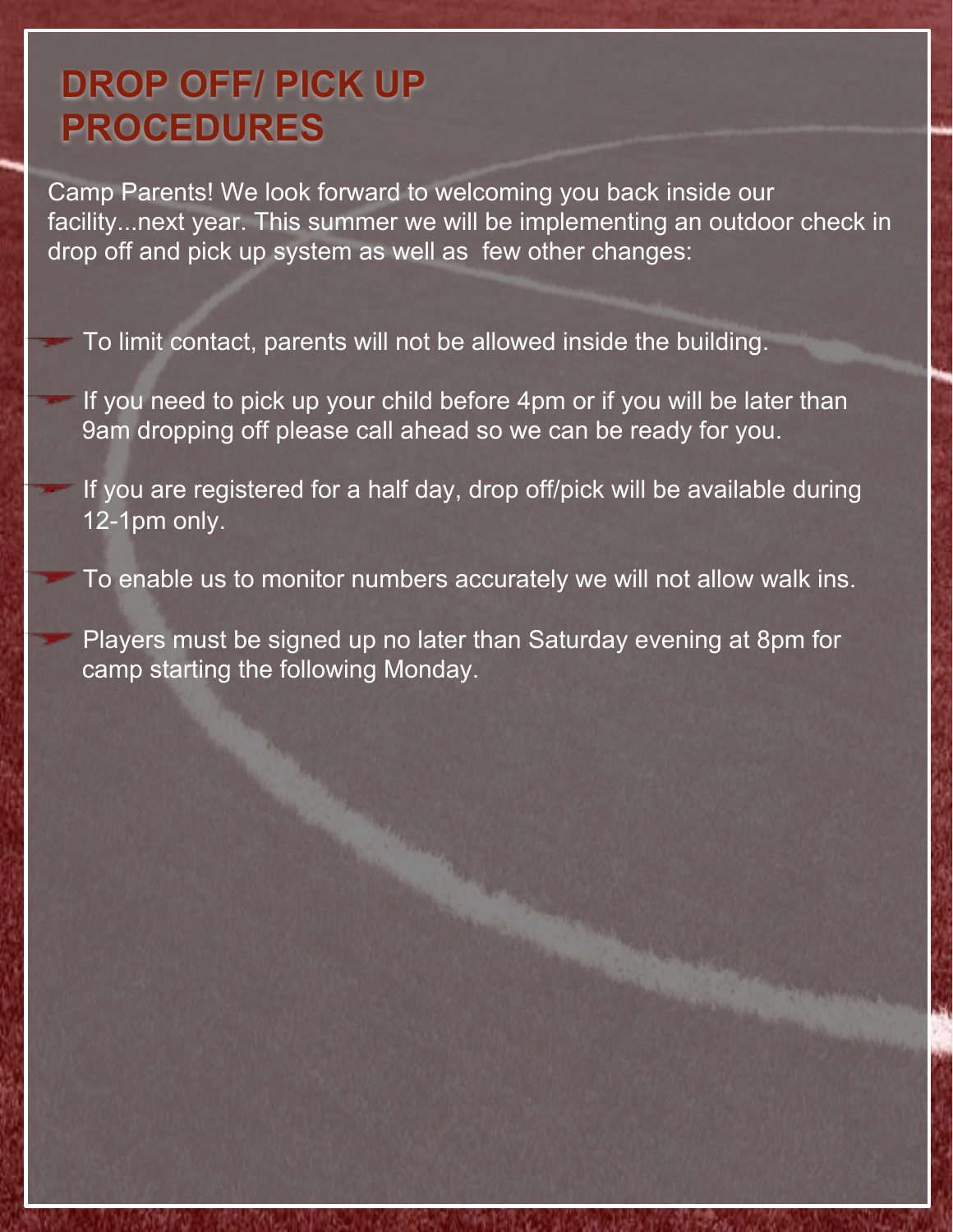# DROP OFF/ PICK UP PROCEDURES

Camp Parents! We look forward to welcoming you back inside our facility...next year. This summer we will be implementing an outdoor check in drop off and pick up system as well as  few other changes:

- To limit contact, parents will not be allowed inside the building.
- If you need to pick up your child before 4pm or if you will be later than 9am dropping off please call ahead so we can be ready for you.
- If you are registered for a half day, drop off/pick will be available during 12-1pm only.
- To enable us to monitor numbers accurately we will not allow walk ins.
- Players must be signed up no later than Saturday evening at 8pm for camp starting the following Monday.